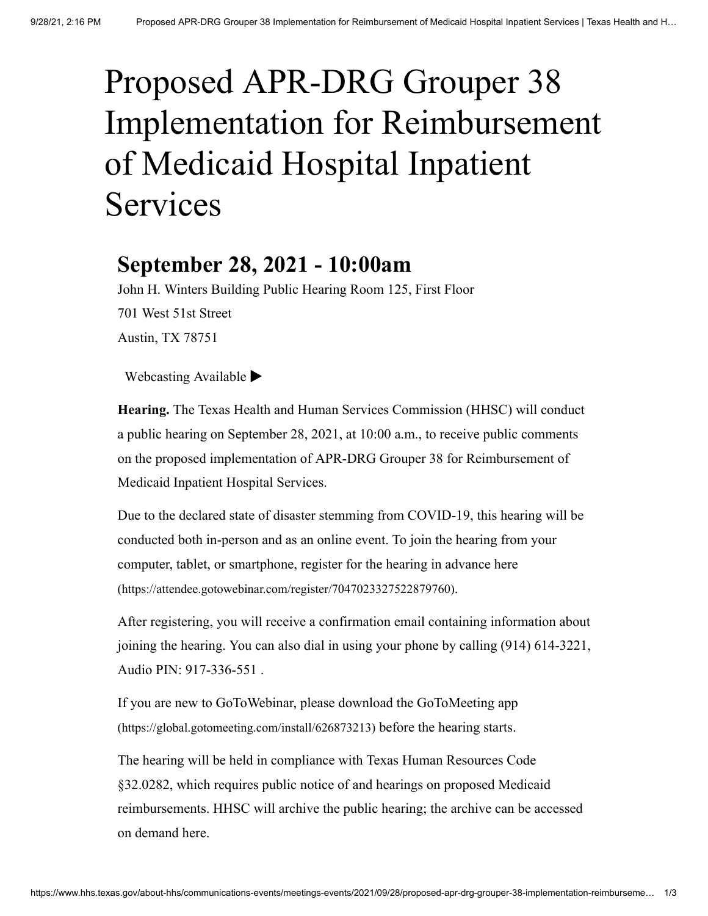# Proposed APR-DRG Grouper 38 Implementation for Reimbursement of Medicaid Hospital Inpatient Services

## September 28, 2021 - 10:00am

John H. Winters Building Public Hearing Room 125, First Floor

701 West 51st Street

Austin, TX 78751

Webcasting Available ▶

**Hearing.** The Texas Health and Human Services Commission (HHSC) will conduct a public hearing on September 28, 2021, at 10:00 a.m., to receive public comments on the proposed implementation of APR-DRG Grouper 38 for Reimbursement of Medicaid Inpatient Hospital Services.

Due to the declared state of disaster stemming from COVID-19, this hearing will be conducted both in-person and as an online event. To join the hearing from your computer, tablet, or smartphone, register for the hearing in advance here (https://attendee.gotowebinar.com/register/7047023327522879760).

After registering, you will receive a confirmation email containing information about joining the hearing. You can also dial in using your phone by calling (914) 614-3221, Audio PIN: 917-336-551 .

If you are new to GoToWebinar, please download the GoToMeeting app (https://global.gotomeeting.com/install/626873213) before the hearing starts.

The hearing will be held in compliance with Texas Human Resources Code §32.0282, which requires public notice of and hearings on proposed Medicaid reimbursements. HHSC will archive the public hearing; the archive can be accessed on demand here.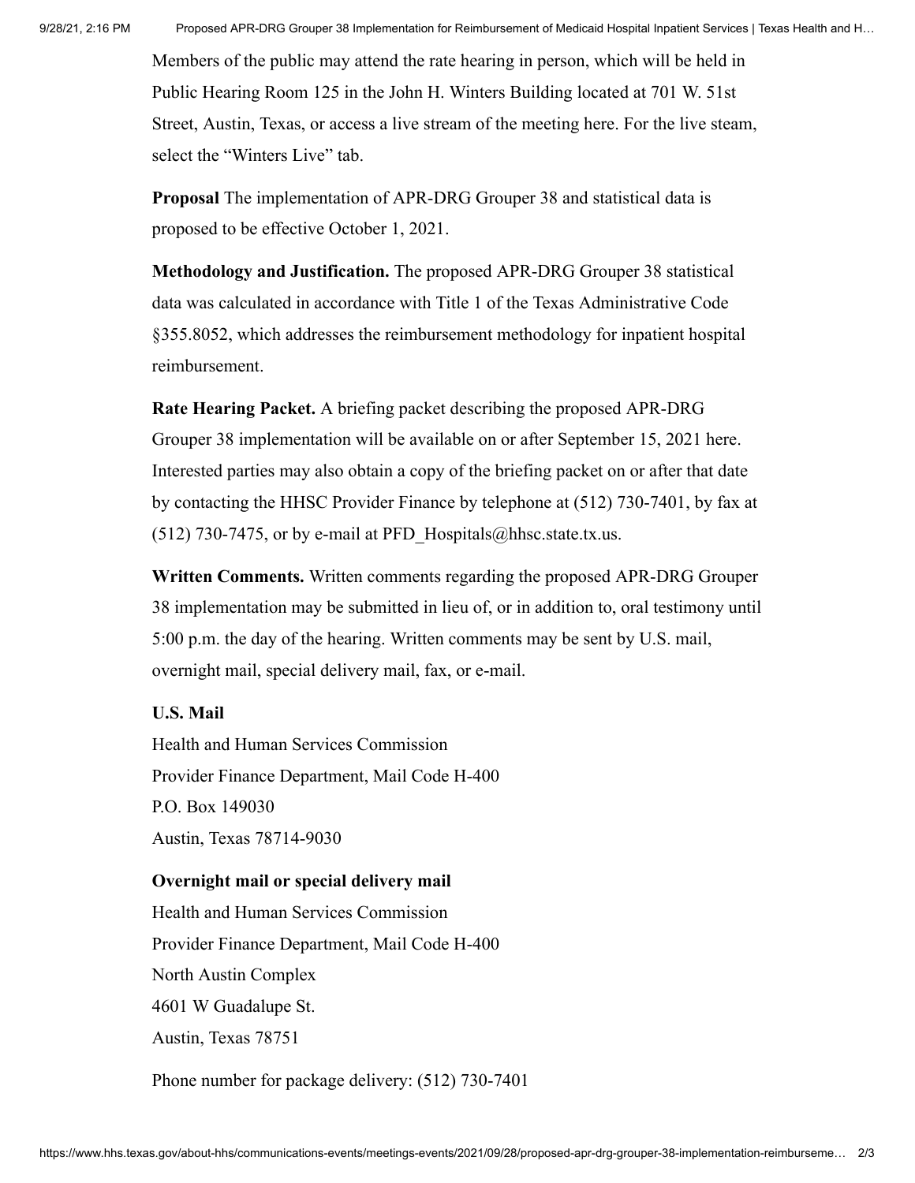Members of the public may attend the rate hearing in person, which will be held in Public Hearing Room 125 in the John H. Winters Building located at 701 W. 51st Street, Austin, Texas, or access a live stream of the meeting here. For the live steam, select the "Winters Live" tab.

**Proposal** The implementation of APR-DRG Grouper 38 and statistical data is proposed to be effective October 1, 2021.

**Methodology and Justification.** The proposed APR-DRG Grouper 38 statistical data was calculated in accordance with Title 1 of the Texas Administrative Code §355.8052, which addresses the reimbursement methodology for inpatient hospital reimbursement.

**Rate Hearing Packet.** A briefing packet describing the proposed APR-DRG Grouper 38 implementation will be available on or after September 15, 2021 here. Interested parties may also obtain a copy of the briefing packet on or after that date by contacting the HHSC Provider Finance by telephone at (512) 730-7401, by fax at (512) 730-7475, or by e-mail at PFD_Hospitals@hhsc.state.tx.us.

**Written Comments.** Written comments regarding the proposed APR-DRG Grouper 38 implementation may be submitted in lieu of, or in addition to, oral testimony until 5:00 p.m. the day of the hearing. Written comments may be sent by U.S. mail, overnight mail, special delivery mail, fax, or e-mail.

**U.S. Mail**

Health and Human Services Commission
Provider Finance Department, Mail Code H-400
P.O. Box 149030
Austin, Texas 78714-9030

**Overnight mail or special delivery mail**

Health and Human Services Commission
Provider Finance Department, Mail Code H-400
North Austin Complex
4601 W Guadalupe St.
Austin, Texas 78751

Phone number for package delivery: (512) 730-7401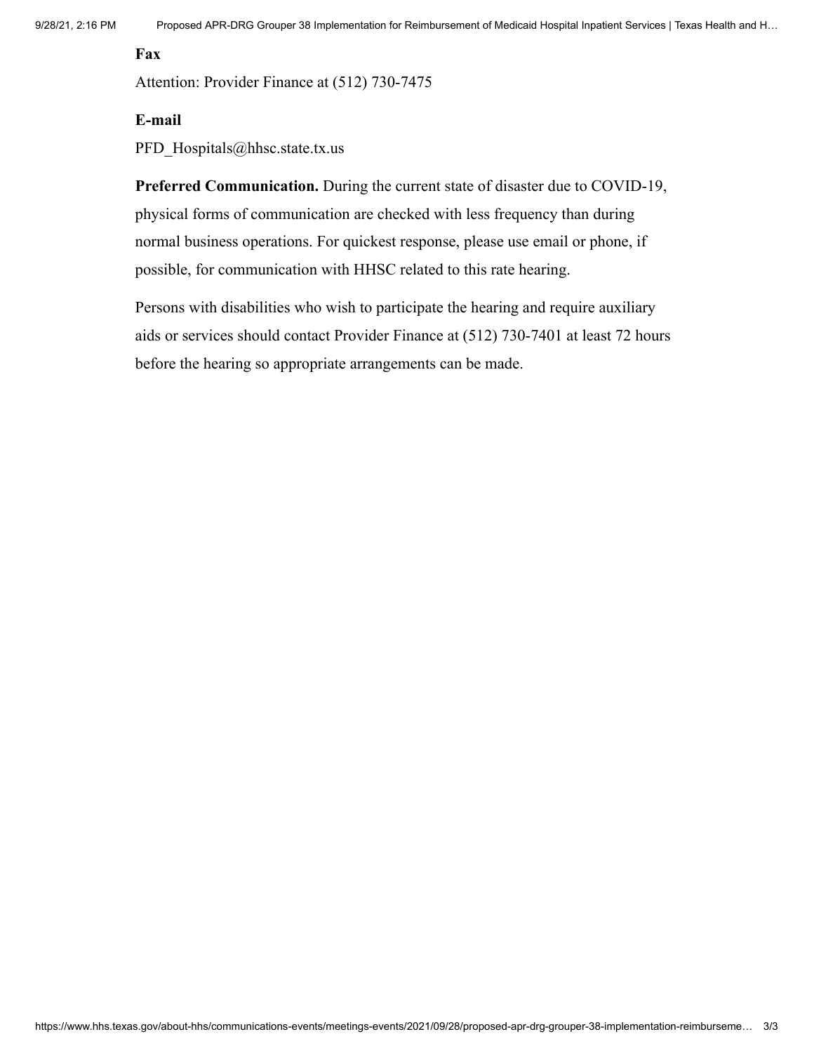**Fax**

Attention: Provider Finance at (512) 730-7475

**E-mail**

PFD_Hospitals@hhsc.state.tx.us

**Preferred Communication.** During the current state of disaster due to COVID-19, physical forms of communication are checked with less frequency than during normal business operations. For quickest response, please use email or phone, if possible, for communication with HHSC related to this rate hearing.

Persons with disabilities who wish to participate the hearing and require auxiliary aids or services should contact Provider Finance at (512) 730-7401 at least 72 hours before the hearing so appropriate arrangements can be made.